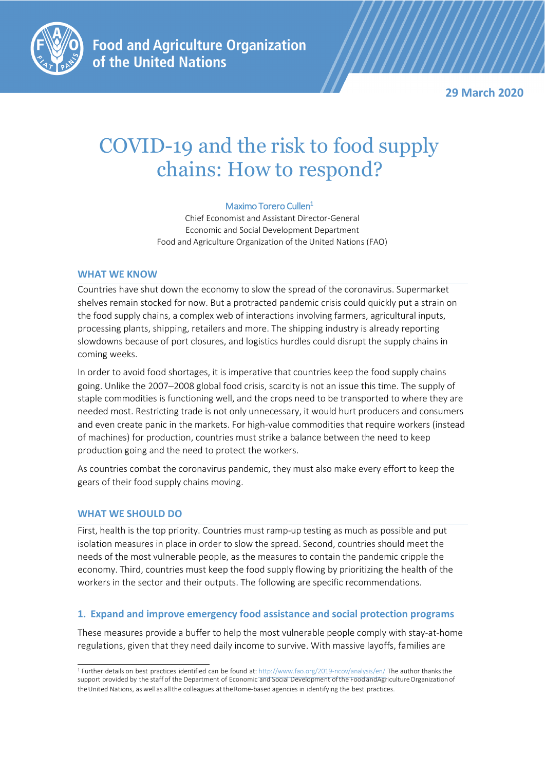Food and Agriculture Organization of the United Nations

29 March 2020

# COVID-19 and the risk to food supply chains: How to respond?

Maximo Torero Cullen[1]

Chief Economist and Assistant Director-General
Economic and Social Development Department
Food and Agriculture Organization of the United Nations (FAO)

## WHAT WE KNOW

Countries have shut down the economy to slow the spread of the coronavirus. Supermarket shelves remain stocked for now. But a protracted pandemic crisis could quickly put a strain on the food supply chains, a complex web of interactions involving farmers, agricultural inputs, processing plants, shipping, retailers and more. The shipping industry is already reporting slowdowns because of port closures, and logistics hurdles could disrupt the supply chains in coming weeks.

In order to avoid food shortages, it is imperative that countries keep the food supply chains going. Unlike the 2007–2008 global food crisis, scarcity is not an issue this time. The supply of staple commodities is functioning well, and the crops need to be transported to where they are needed most. Restricting trade is not only unnecessary, it would hurt producers and consumers and even create panic in the markets. For high-value commodities that require workers (instead of machines) for production, countries must strike a balance between the need to keep production going and the need to protect the workers.

As countries combat the coronavirus pandemic, they must also make every effort to keep the gears of their food supply chains moving.

## WHAT WE SHOULD DO

First, health is the top priority. Countries must ramp-up testing as much as possible and put isolation measures in place in order to slow the spread. Second, countries should meet the needs of the most vulnerable people, as the measures to contain the pandemic cripple the economy. Third, countries must keep the food supply flowing by prioritizing the health of the workers in the sector and their outputs. The following are specific recommendations.

### 1. Expand and improve emergency food assistance and social protection programs

These measures provide a buffer to help the most vulnerable people comply with stay-at-home regulations, given that they need daily income to survive. With massive layoffs, families are

[1] Further details on best practices identified can be found at: http://www.fao.org/2019-ncov/analysis/en/ The author thanks the support provided by the staff of the Department of Economic and Social Development of the Food and Agriculture Organization of the United Nations, as well as all the colleagues at the Rome-based agencies in identifying the best practices.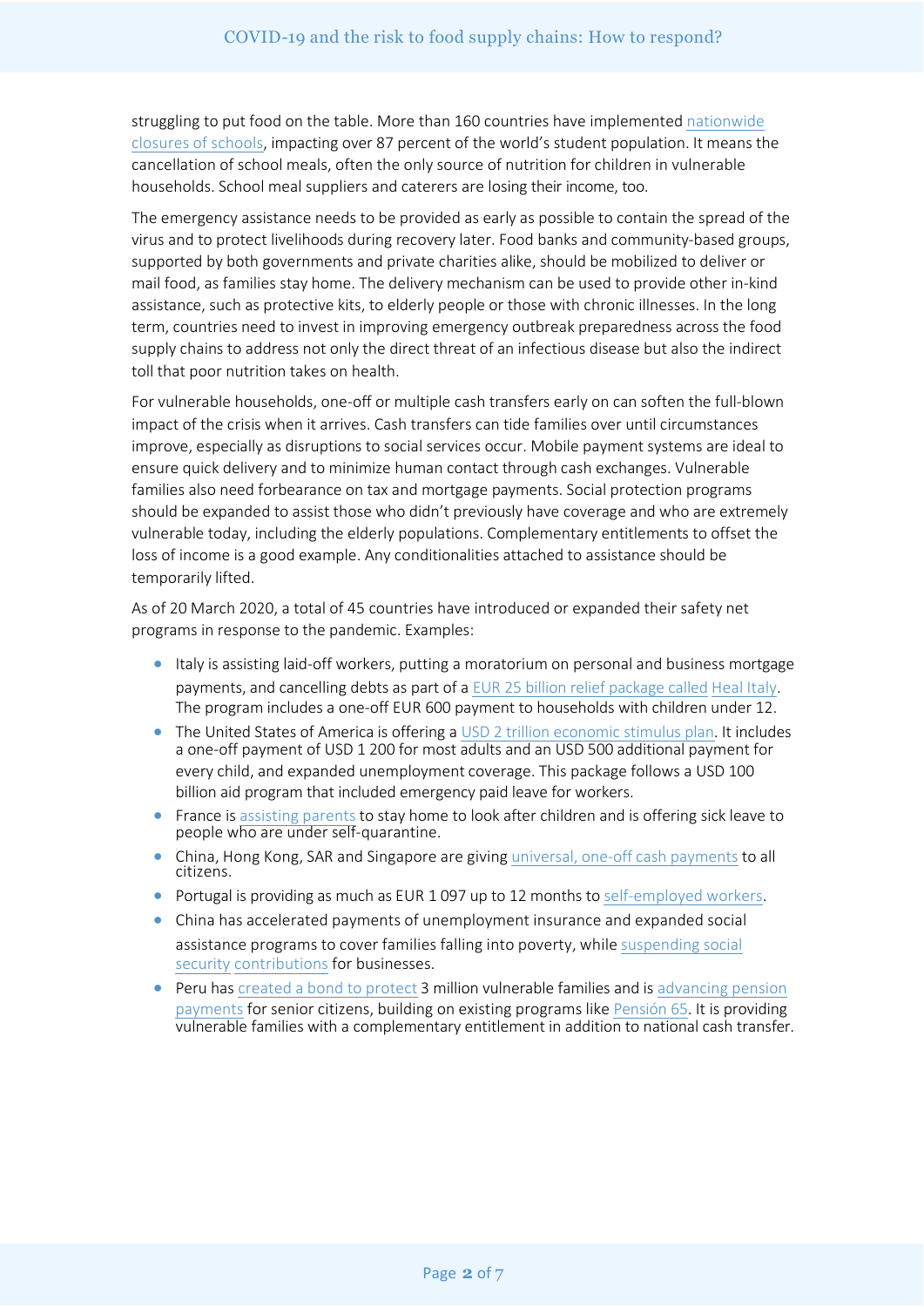struggling to put food on the table. More than 160 countries have implemented nationwide closures of schools, impacting over 87 percent of the world's student population. It means the cancellation of school meals, often the only source of nutrition for children in vulnerable households. School meal suppliers and caterers are losing their income, too.

The emergency assistance needs to be provided as early as possible to contain the spread of the virus and to protect livelihoods during recovery later. Food banks and community-based groups, supported by both governments and private charities alike, should be mobilized to deliver or mail food, as families stay home. The delivery mechanism can be used to provide other in-kind assistance, such as protective kits, to elderly people or those with chronic illnesses. In the long term, countries need to invest in improving emergency outbreak preparedness across the food supply chains to address not only the direct threat of an infectious disease but also the indirect toll that poor nutrition takes on health.

For vulnerable households, one-off or multiple cash transfers early on can soften the full-blown impact of the crisis when it arrives. Cash transfers can tide families over until circumstances improve, especially as disruptions to social services occur. Mobile payment systems are ideal to ensure quick delivery and to minimize human contact through cash exchanges. Vulnerable families also need forbearance on tax and mortgage payments. Social protection programs should be expanded to assist those who didn't previously have coverage and who are extremely vulnerable today, including the elderly populations. Complementary entitlements to offset the loss of income is a good example. Any conditionalities attached to assistance should be temporarily lifted.

As of 20 March 2020, a total of 45 countries have introduced or expanded their safety net programs in response to the pandemic. Examples:

- Italy is assisting laid-off workers, putting a moratorium on personal and business mortgage payments, and cancelling debts as part of a EUR 25 billion relief package called Heal Italy. The program includes a one-off EUR 600 payment to households with children under 12.
- The United States of America is offering a USD 2 trillion economic stimulus plan. It includes a one-off payment of USD 1 200 for most adults and an USD 500 additional payment for every child, and expanded unemployment coverage. This package follows a USD 100 billion aid program that included emergency paid leave for workers.
- France is assisting parents to stay home to look after children and is offering sick leave to people who are under self-quarantine.
- China, Hong Kong, SAR and Singapore are giving universal, one-off cash payments to all citizens.
- Portugal is providing as much as EUR 1 097 up to 12 months to self-employed workers.
- China has accelerated payments of unemployment insurance and expanded social assistance programs to cover families falling into poverty, while suspending social security contributions for businesses.
- Peru has created a bond to protect 3 million vulnerable families and is advancing pension payments for senior citizens, building on existing programs like Pensión 65. It is providing vulnerable families with a complementary entitlement in addition to national cash transfer.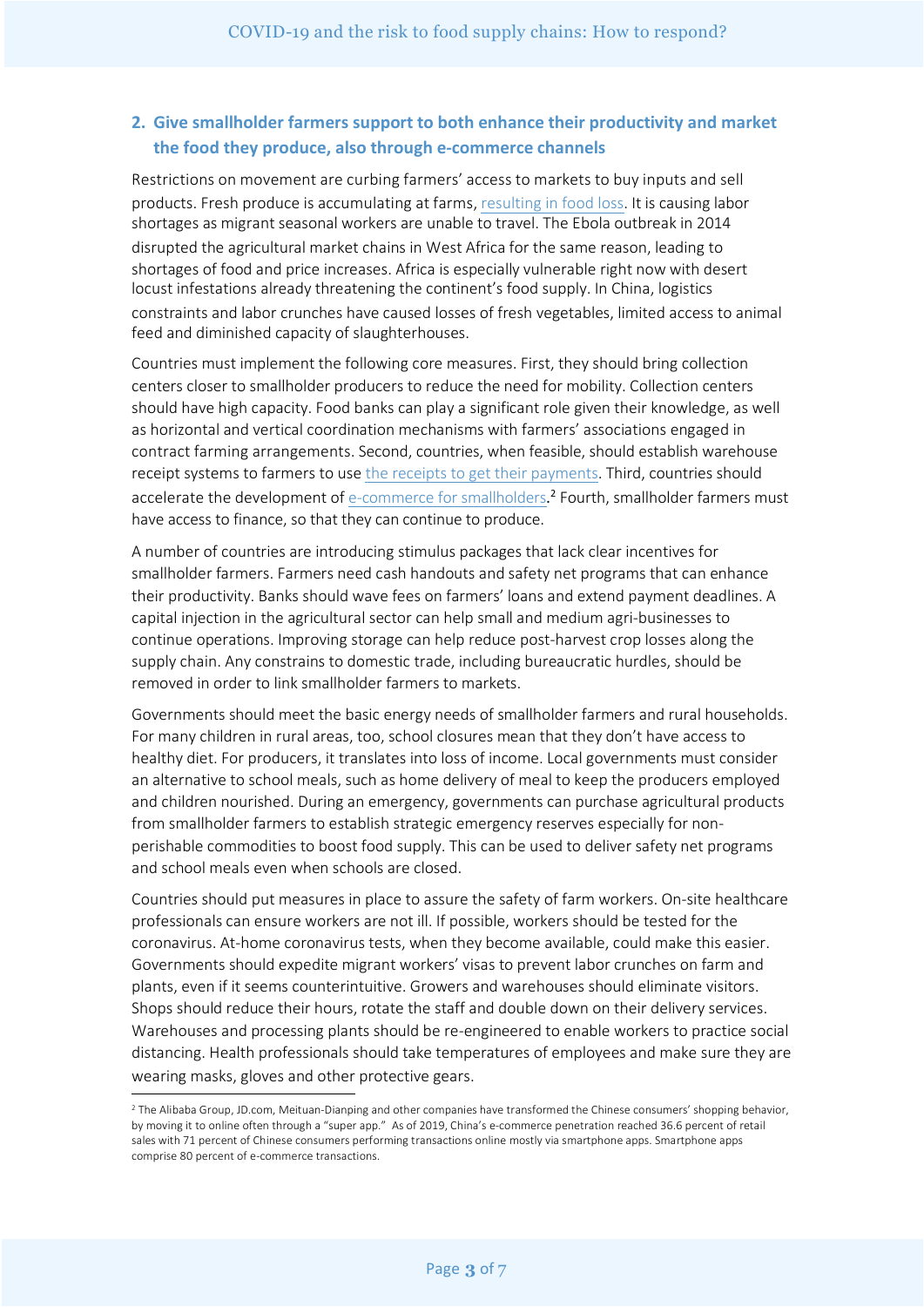## 2. Give smallholder farmers support to both enhance their productivity and market the food they produce, also through e-commerce channels

Restrictions on movement are curbing farmers' access to markets to buy inputs and sell products. Fresh produce is accumulating at farms, resulting in food loss. It is causing labor shortages as migrant seasonal workers are unable to travel. The Ebola outbreak in 2014 disrupted the agricultural market chains in West Africa for the same reason, leading to shortages of food and price increases. Africa is especially vulnerable right now with desert locust infestations already threatening the continent's food supply. In China, logistics constraints and labor crunches have caused losses of fresh vegetables, limited access to animal feed and diminished capacity of slaughterhouses.

Countries must implement the following core measures. First, they should bring collection centers closer to smallholder producers to reduce the need for mobility. Collection centers should have high capacity. Food banks can play a significant role given their knowledge, as well as horizontal and vertical coordination mechanisms with farmers' associations engaged in contract farming arrangements. Second, countries, when feasible, should establish warehouse receipt systems to farmers to use the receipts to get their payments. Third, countries should accelerate the development of e-commerce for smallholders.[2] Fourth, smallholder farmers must have access to finance, so that they can continue to produce.

A number of countries are introducing stimulus packages that lack clear incentives for smallholder farmers. Farmers need cash handouts and safety net programs that can enhance their productivity. Banks should wave fees on farmers' loans and extend payment deadlines. A capital injection in the agricultural sector can help small and medium agri-businesses to continue operations. Improving storage can help reduce post-harvest crop losses along the supply chain. Any constrains to domestic trade, including bureaucratic hurdles, should be removed in order to link smallholder farmers to markets.

Governments should meet the basic energy needs of smallholder farmers and rural households. For many children in rural areas, too, school closures mean that they don't have access to healthy diet. For producers, it translates into loss of income. Local governments must consider an alternative to school meals, such as home delivery of meal to keep the producers employed and children nourished. During an emergency, governments can purchase agricultural products from smallholder farmers to establish strategic emergency reserves especially for non-perishable commodities to boost food supply. This can be used to deliver safety net programs and school meals even when schools are closed.

Countries should put measures in place to assure the safety of farm workers. On-site healthcare professionals can ensure workers are not ill. If possible, workers should be tested for the coronavirus. At-home coronavirus tests, when they become available, could make this easier. Governments should expedite migrant workers' visas to prevent labor crunches on farm and plants, even if it seems counterintuitive. Growers and warehouses should eliminate visitors. Shops should reduce their hours, rotate the staff and double down on their delivery services. Warehouses and processing plants should be re-engineered to enable workers to practice social distancing. Health professionals should take temperatures of employees and make sure they are wearing masks, gloves and other protective gears.

---

[2] The Alibaba Group, JD.com, Meituan-Dianping and other companies have transformed the Chinese consumers' shopping behavior, by moving it to online often through a "super app." As of 2019, China's e-commerce penetration reached 36.6 percent of retail sales with 71 percent of Chinese consumers performing transactions online mostly via smartphone apps. Smartphone apps comprise 80 percent of e-commerce transactions.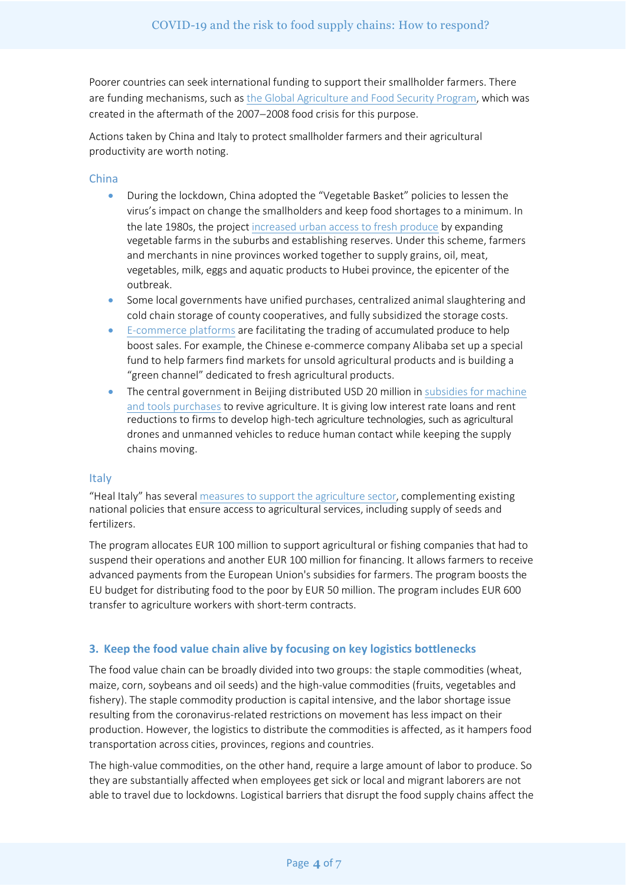Poorer countries can seek international funding to support their smallholder farmers. There are funding mechanisms, such as the Global Agriculture and Food Security Program, which was created in the aftermath of the 2007–2008 food crisis for this purpose.

Actions taken by China and Italy to protect smallholder farmers and their agricultural productivity are worth noting.

### China

- During the lockdown, China adopted the "Vegetable Basket" policies to lessen the virus's impact on change the smallholders and keep food shortages to a minimum. In the late 1980s, the project increased urban access to fresh produce by expanding vegetable farms in the suburbs and establishing reserves. Under this scheme, farmers and merchants in nine provinces worked together to supply grains, oil, meat, vegetables, milk, eggs and aquatic products to Hubei province, the epicenter of the outbreak.
- Some local governments have unified purchases, centralized animal slaughtering and cold chain storage of county cooperatives, and fully subsidized the storage costs.
- E-commerce platforms are facilitating the trading of accumulated produce to help boost sales. For example, the Chinese e-commerce company Alibaba set up a special fund to help farmers find markets for unsold agricultural products and is building a "green channel" dedicated to fresh agricultural products.
- The central government in Beijing distributed USD 20 million in subsidies for machine and tools purchases to revive agriculture. It is giving low interest rate loans and rent reductions to firms to develop high-tech agriculture technologies, such as agricultural drones and unmanned vehicles to reduce human contact while keeping the supply chains moving.

### Italy

"Heal Italy" has several measures to support the agriculture sector, complementing existing national policies that ensure access to agricultural services, including supply of seeds and fertilizers.

The program allocates EUR 100 million to support agricultural or fishing companies that had to suspend their operations and another EUR 100 million for financing. It allows farmers to receive advanced payments from the European Union's subsidies for farmers. The program boosts the EU budget for distributing food to the poor by EUR 50 million. The program includes EUR 600 transfer to agriculture workers with short-term contracts.

## 3. Keep the food value chain alive by focusing on key logistics bottlenecks

The food value chain can be broadly divided into two groups: the staple commodities (wheat, maize, corn, soybeans and oil seeds) and the high-value commodities (fruits, vegetables and fishery). The staple commodity production is capital intensive, and the labor shortage issue resulting from the coronavirus-related restrictions on movement has less impact on their production. However, the logistics to distribute the commodities is affected, as it hampers food transportation across cities, provinces, regions and countries.

The high-value commodities, on the other hand, require a large amount of labor to produce. So they are substantially affected when employees get sick or local and migrant laborers are not able to travel due to lockdowns. Logistical barriers that disrupt the food supply chains affect the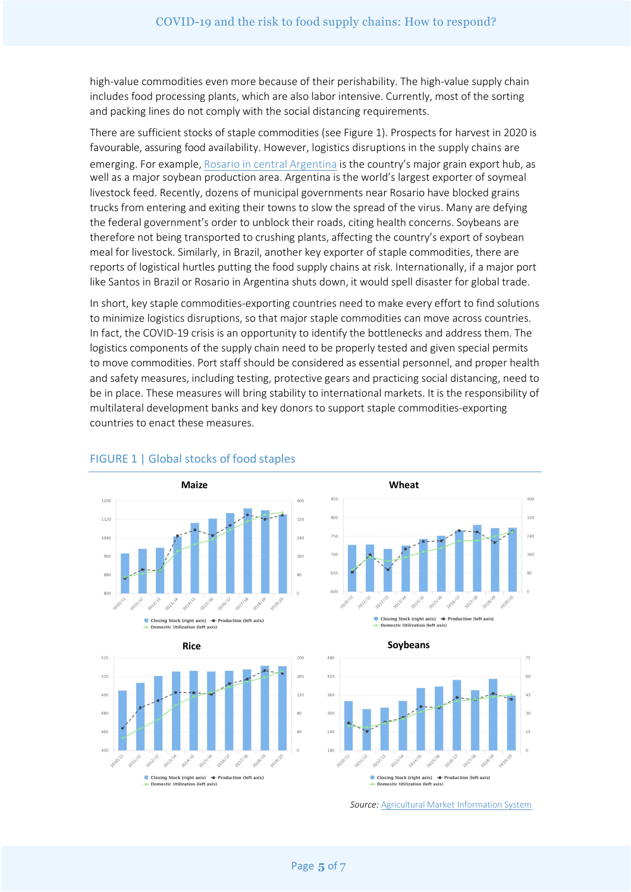high-value commodities even more because of their perishability. The high-value supply chain includes food processing plants, which are also labor intensive. Currently, most of the sorting and packing lines do not comply with the social distancing requirements.

There are sufficient stocks of staple commodities (see Figure 1). Prospects for harvest in 2020 is favourable, assuring food availability. However, logistics disruptions in the supply chains are emerging. For example, Rosario in central Argentina is the country's major grain export hub, as well as a major soybean production area. Argentina is the world's largest exporter of soymeal livestock feed. Recently, dozens of municipal governments near Rosario have blocked grains trucks from entering and exiting their towns to slow the spread of the virus. Many are defying the federal government's order to unblock their roads, citing health concerns. Soybeans are therefore not being transported to crushing plants, affecting the country's export of soybean meal for livestock. Similarly, in Brazil, another key exporter of staple commodities, there are reports of logistical hurtles putting the food supply chains at risk. Internationally, if a major port like Santos in Brazil or Rosario in Argentina shuts down, it would spell disaster for global trade.

In short, key staple commodities-exporting countries need to make every effort to find solutions to minimize logistics disruptions, so that major staple commodities can move across countries. In fact, the COVID-19 crisis is an opportunity to identify the bottlenecks and address them. The logistics components of the supply chain need to be properly tested and given special permits to move commodities. Port staff should be considered as essential personnel, and proper health and safety measures, including testing, protective gears and practicing social distancing, need to be in place. These measures will bring stability to international markets. It is the responsibility of multilateral development banks and key donors to support staple commodities-exporting countries to enact these measures.

## FIGURE 1 | Global stocks of food staples

*Source:* Agricultural Market Information System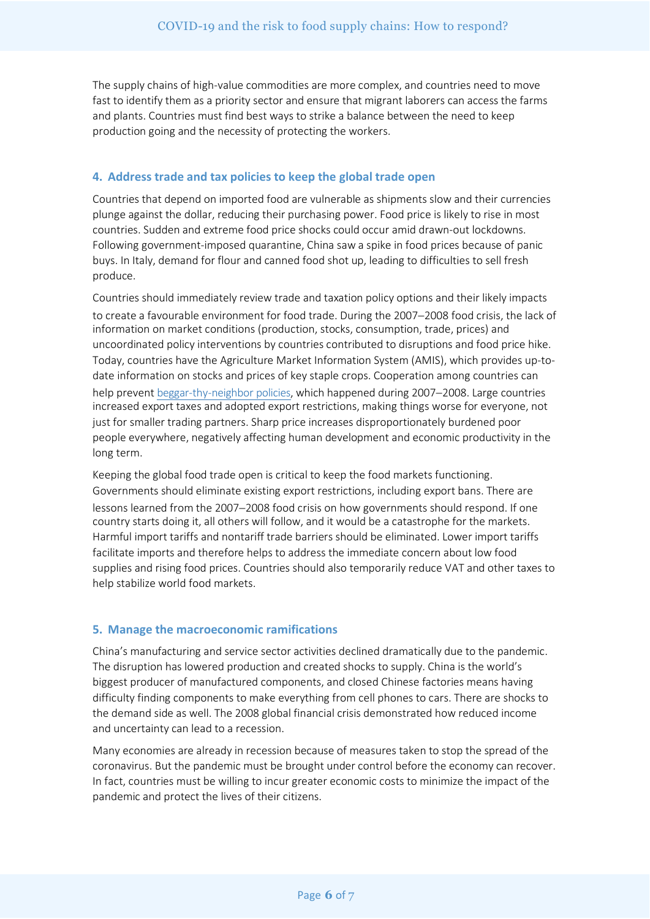The supply chains of high-value commodities are more complex, and countries need to move fast to identify them as a priority sector and ensure that migrant laborers can access the farms and plants. Countries must find best ways to strike a balance between the need to keep production going and the necessity of protecting the workers.

## 4. Address trade and tax policies to keep the global trade open

Countries that depend on imported food are vulnerable as shipments slow and their currencies plunge against the dollar, reducing their purchasing power. Food price is likely to rise in most countries. Sudden and extreme food price shocks could occur amid drawn-out lockdowns. Following government-imposed quarantine, China saw a spike in food prices because of panic buys. In Italy, demand for flour and canned food shot up, leading to difficulties to sell fresh produce.

Countries should immediately review trade and taxation policy options and their likely impacts to create a favourable environment for food trade. During the 2007–2008 food crisis, the lack of information on market conditions (production, stocks, consumption, trade, prices) and uncoordinated policy interventions by countries contributed to disruptions and food price hike. Today, countries have the Agriculture Market Information System (AMIS), which provides up-to-date information on stocks and prices of key staple crops. Cooperation among countries can help prevent beggar-thy-neighbor policies, which happened during 2007–2008. Large countries increased export taxes and adopted export restrictions, making things worse for everyone, not just for smaller trading partners. Sharp price increases disproportionately burdened poor people everywhere, negatively affecting human development and economic productivity in the long term.

Keeping the global food trade open is critical to keep the food markets functioning. Governments should eliminate existing export restrictions, including export bans. There are lessons learned from the 2007–2008 food crisis on how governments should respond. If one country starts doing it, all others will follow, and it would be a catastrophe for the markets. Harmful import tariffs and nontariff trade barriers should be eliminated. Lower import tariffs facilitate imports and therefore helps to address the immediate concern about low food supplies and rising food prices. Countries should also temporarily reduce VAT and other taxes to help stabilize world food markets.

## 5. Manage the macroeconomic ramifications

China's manufacturing and service sector activities declined dramatically due to the pandemic. The disruption has lowered production and created shocks to supply. China is the world's biggest producer of manufactured components, and closed Chinese factories means having difficulty finding components to make everything from cell phones to cars. There are shocks to the demand side as well. The 2008 global financial crisis demonstrated how reduced income and uncertainty can lead to a recession.

Many economies are already in recession because of measures taken to stop the spread of the coronavirus. But the pandemic must be brought under control before the economy can recover. In fact, countries must be willing to incur greater economic costs to minimize the impact of the pandemic and protect the lives of their citizens.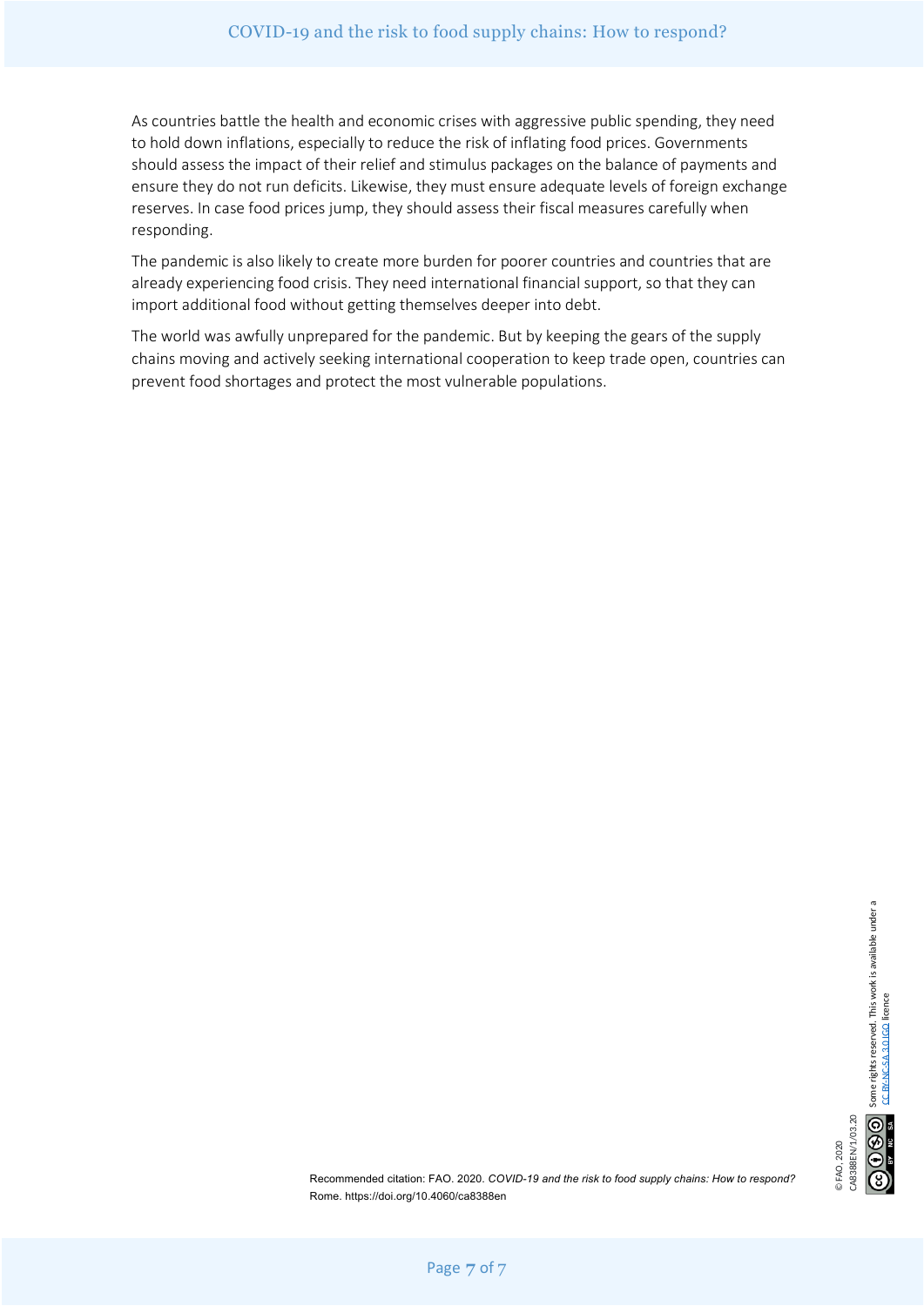As countries battle the health and economic crises with aggressive public spending, they need to hold down inflations, especially to reduce the risk of inflating food prices. Governments should assess the impact of their relief and stimulus packages on the balance of payments and ensure they do not run deficits. Likewise, they must ensure adequate levels of foreign exchange reserves. In case food prices jump, they should assess their fiscal measures carefully when responding.

The pandemic is also likely to create more burden for poorer countries and countries that are already experiencing food crisis. They need international financial support, so that they can import additional food without getting themselves deeper into debt.

The world was awfully unprepared for the pandemic. But by keeping the gears of the supply chains moving and actively seeking international cooperation to keep trade open, countries can prevent food shortages and protect the most vulnerable populations.

Recommended citation: FAO. 2020. *COVID-19 and the risk to food supply chains: How to respond?* Rome. https://doi.org/10.4060/ca8388en

© FAO, 2020
CA8388EN/1/03.20

Some rights reserved. This work is available under a CC BY-NC-SA 3.0 IGO licence